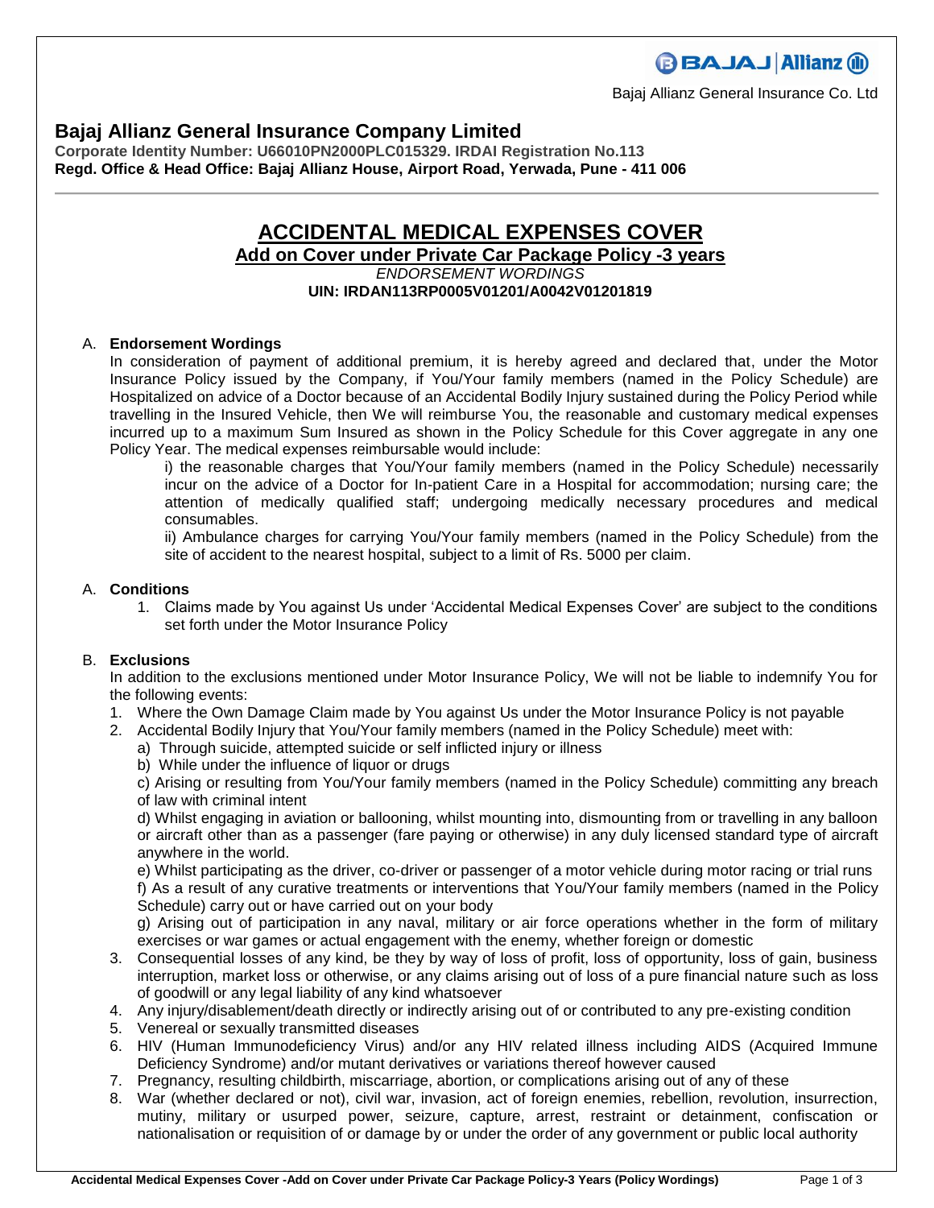Bajaj Allianz General Insurance Co. Ltd

# Bajaj Allianz General Insurance Company Limited

**Corporate Identity Number: U66010PN2000PLC015329. IRDAI Registration No.113**
**Regd. Office & Head Office: Bajaj Allianz House, Airport Road, Yerwada, Pune - 411 006**

---

## ACCIDENTAL MEDICAL EXPENSES COVER

### Add on Cover under Private Car Package Policy -3 years

*ENDORSEMENT WORDINGS*

**UIN: IRDAN113RP0005V01201/A0042V01201819**

A. **Endorsement Wordings**

In consideration of payment of additional premium, it is hereby agreed and declared that, under the Motor Insurance Policy issued by the Company, if You/Your family members (named in the Policy Schedule) are Hospitalized on advice of a Doctor because of an Accidental Bodily Injury sustained during the Policy Period while travelling in the Insured Vehicle, then We will reimburse You, the reasonable and customary medical expenses incurred up to a maximum Sum Insured as shown in the Policy Schedule for this Cover aggregate in any one Policy Year. The medical expenses reimbursable would include:

i) the reasonable charges that You/Your family members (named in the Policy Schedule) necessarily incur on the advice of a Doctor for In-patient Care in a Hospital for accommodation; nursing care; the attention of medically qualified staff; undergoing medically necessary procedures and medical consumables.

ii) Ambulance charges for carrying You/Your family members (named in the Policy Schedule) from the site of accident to the nearest hospital, subject to a limit of Rs. 5000 per claim.

A. **Conditions**

1. Claims made by You against Us under 'Accidental Medical Expenses Cover' are subject to the conditions set forth under the Motor Insurance Policy

B. **Exclusions**

In addition to the exclusions mentioned under Motor Insurance Policy, We will not be liable to indemnify You for the following events:

1. Where the Own Damage Claim made by You against Us under the Motor Insurance Policy is not payable
2. Accidental Bodily Injury that You/Your family members (named in the Policy Schedule) meet with:
   a) Through suicide, attempted suicide or self inflicted injury or illness
   b) While under the influence of liquor or drugs
   c) Arising or resulting from You/Your family members (named in the Policy Schedule) committing any breach of law with criminal intent
   d) Whilst engaging in aviation or ballooning, whilst mounting into, dismounting from or travelling in any balloon or aircraft other than as a passenger (fare paying or otherwise) in any duly licensed standard type of aircraft anywhere in the world.
   e) Whilst participating as the driver, co-driver or passenger of a motor vehicle during motor racing or trial runs
   f) As a result of any curative treatments or interventions that You/Your family members (named in the Policy Schedule) carry out or have carried out on your body
   g) Arising out of participation in any naval, military or air force operations whether in the form of military exercises or war games or actual engagement with the enemy, whether foreign or domestic
3. Consequential losses of any kind, be they by way of loss of profit, loss of opportunity, loss of gain, business interruption, market loss or otherwise, or any claims arising out of loss of a pure financial nature such as loss of goodwill or any legal liability of any kind whatsoever
4. Any injury/disablement/death directly or indirectly arising out of or contributed to any pre-existing condition
5. Venereal or sexually transmitted diseases
6. HIV (Human Immunodeficiency Virus) and/or any HIV related illness including AIDS (Acquired Immune Deficiency Syndrome) and/or mutant derivatives or variations thereof however caused
7. Pregnancy, resulting childbirth, miscarriage, abortion, or complications arising out of any of these
8. War (whether declared or not), civil war, invasion, act of foreign enemies, rebellion, revolution, insurrection, mutiny, military or usurped power, seizure, capture, arrest, restraint or detainment, confiscation or nationalisation or requisition of or damage by or under the order of any government or public local authority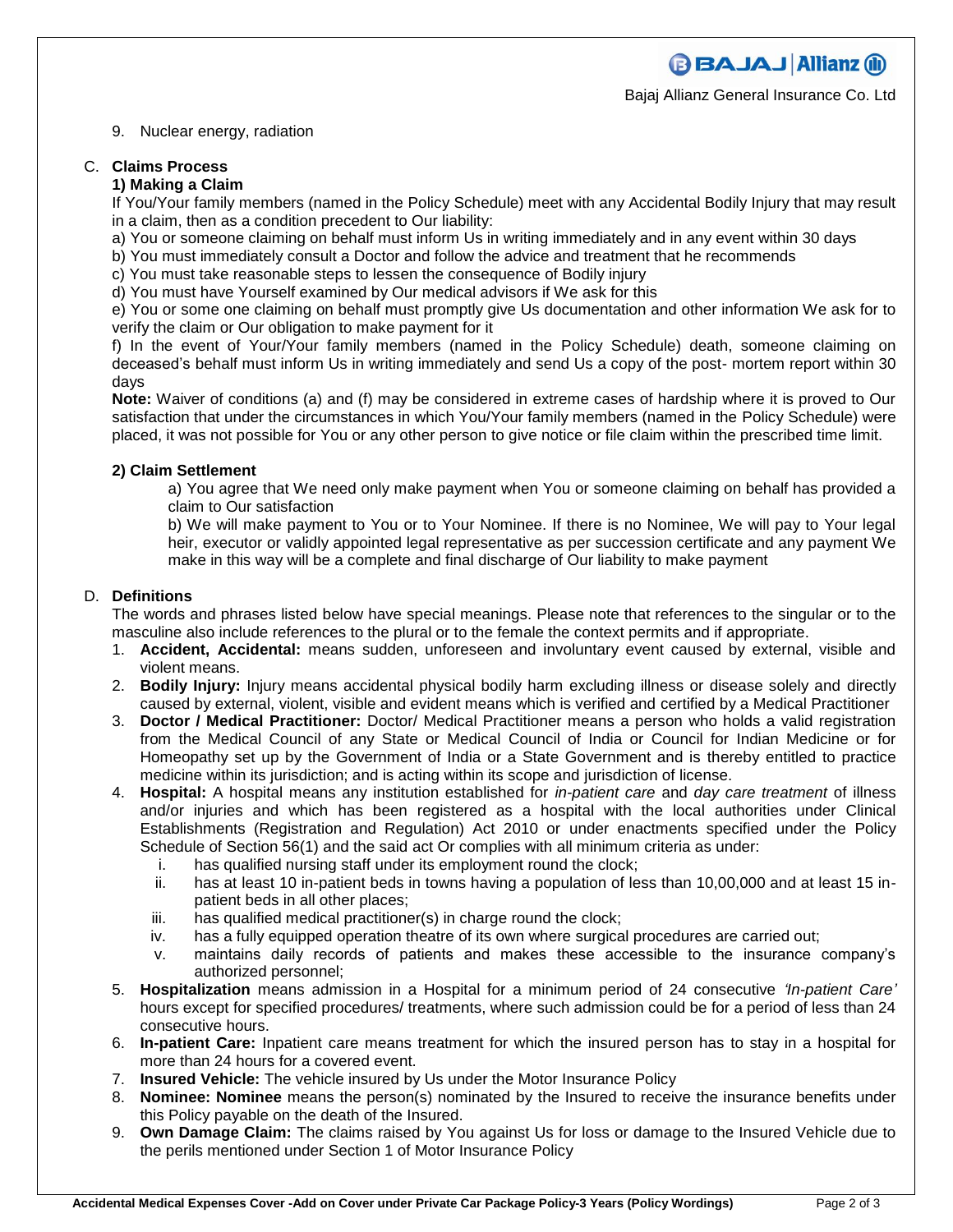9. Nuclear energy, radiation

## C. Claims Process

### 1) Making a Claim

If You/Your family members (named in the Policy Schedule) meet with any Accidental Bodily Injury that may result in a claim, then as a condition precedent to Our liability:

a) You or someone claiming on behalf must inform Us in writing immediately and in any event within 30 days

b) You must immediately consult a Doctor and follow the advice and treatment that he recommends

c) You must take reasonable steps to lessen the consequence of Bodily injury

d) You must have Yourself examined by Our medical advisors if We ask for this

e) You or some one claiming on behalf must promptly give Us documentation and other information We ask for to verify the claim or Our obligation to make payment for it

f) In the event of Your/Your family members (named in the Policy Schedule) death, someone claiming on deceased's behalf must inform Us in writing immediately and send Us a copy of the post- mortem report within 30 days

**Note:** Waiver of conditions (a) and (f) may be considered in extreme cases of hardship where it is proved to Our satisfaction that under the circumstances in which You/Your family members (named in the Policy Schedule) were placed, it was not possible for You or any other person to give notice or file claim within the prescribed time limit.

### 2) Claim Settlement

a) You agree that We need only make payment when You or someone claiming on behalf has provided a claim to Our satisfaction

b) We will make payment to You or to Your Nominee. If there is no Nominee, We will pay to Your legal heir, executor or validly appointed legal representative as per succession certificate and any payment We make in this way will be a complete and final discharge of Our liability to make payment

## D. Definitions

The words and phrases listed below have special meanings. Please note that references to the singular or to the masculine also include references to the plural or to the female the context permits and if appropriate.

1. **Accident, Accidental:** means sudden, unforeseen and involuntary event caused by external, visible and violent means.
2. **Bodily Injury:** Injury means accidental physical bodily harm excluding illness or disease solely and directly caused by external, violent, visible and evident means which is verified and certified by a Medical Practitioner
3. **Doctor / Medical Practitioner:** Doctor/ Medical Practitioner means a person who holds a valid registration from the Medical Council of any State or Medical Council of India or Council for Indian Medicine or for Homeopathy set up by the Government of India or a State Government and is thereby entitled to practice medicine within its jurisdiction; and is acting within its scope and jurisdiction of license.
4. **Hospital:** A hospital means any institution established for *in-patient care* and *day care treatment* of illness and/or injuries and which has been registered as a hospital with the local authorities under Clinical Establishments (Registration and Regulation) Act 2010 or under enactments specified under the Policy Schedule of Section 56(1) and the said act Or complies with all minimum criteria as under:
   i. has qualified nursing staff under its employment round the clock;
   ii. has at least 10 in-patient beds in towns having a population of less than 10,00,000 and at least 15 in-patient beds in all other places;
   iii. has qualified medical practitioner(s) in charge round the clock;
   iv. has a fully equipped operation theatre of its own where surgical procedures are carried out;
   v. maintains daily records of patients and makes these accessible to the insurance company's authorized personnel;
5. **Hospitalization** means admission in a Hospital for a minimum period of 24 consecutive *'In-patient Care'* hours except for specified procedures/ treatments, where such admission could be for a period of less than 24 consecutive hours.
6. **In-patient Care:** Inpatient care means treatment for which the insured person has to stay in a hospital for more than 24 hours for a covered event.
7. **Insured Vehicle:** The vehicle insured by Us under the Motor Insurance Policy
8. **Nominee: Nominee** means the person(s) nominated by the Insured to receive the insurance benefits under this Policy payable on the death of the Insured.
9. **Own Damage Claim:** The claims raised by You against Us for loss or damage to the Insured Vehicle due to the perils mentioned under Section 1 of Motor Insurance Policy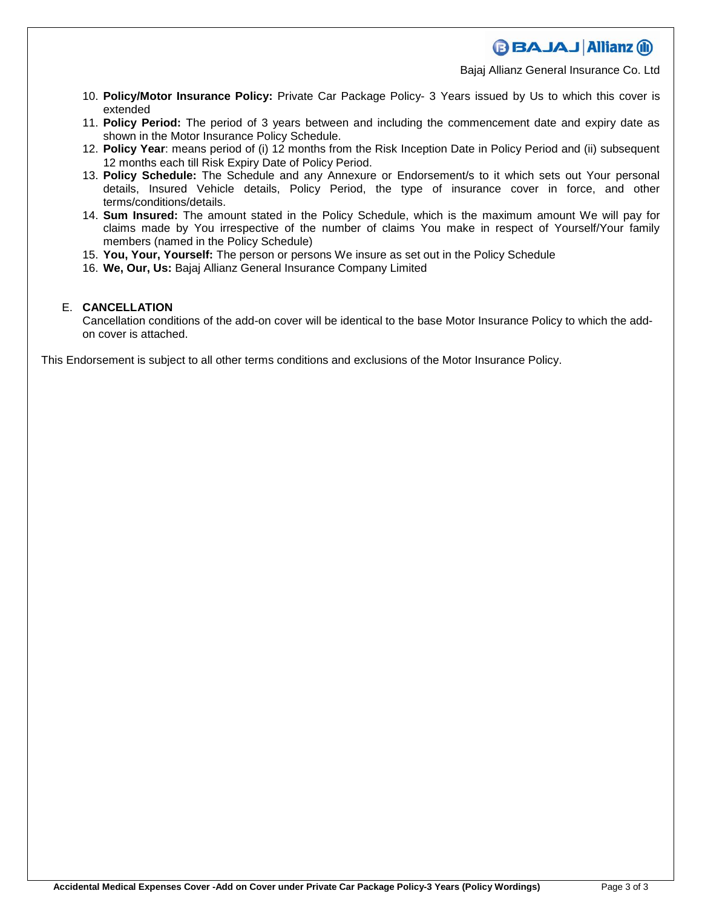10. **Policy/Motor Insurance Policy:** Private Car Package Policy- 3 Years issued by Us to which this cover is extended
11. **Policy Period:** The period of 3 years between and including the commencement date and expiry date as shown in the Motor Insurance Policy Schedule.
12. **Policy Year**: means period of (i) 12 months from the Risk Inception Date in Policy Period and (ii) subsequent 12 months each till Risk Expiry Date of Policy Period.
13. **Policy Schedule:** The Schedule and any Annexure or Endorsement/s to it which sets out Your personal details, Insured Vehicle details, Policy Period, the type of insurance cover in force, and other terms/conditions/details.
14. **Sum Insured:** The amount stated in the Policy Schedule, which is the maximum amount We will pay for claims made by You irrespective of the number of claims You make in respect of Yourself/Your family members (named in the Policy Schedule)
15. **You, Your, Yourself:** The person or persons We insure as set out in the Policy Schedule
16. **We, Our, Us:** Bajaj Allianz General Insurance Company Limited

## E. CANCELLATION

Cancellation conditions of the add-on cover will be identical to the base Motor Insurance Policy to which the add-on cover is attached.

This Endorsement is subject to all other terms conditions and exclusions of the Motor Insurance Policy.